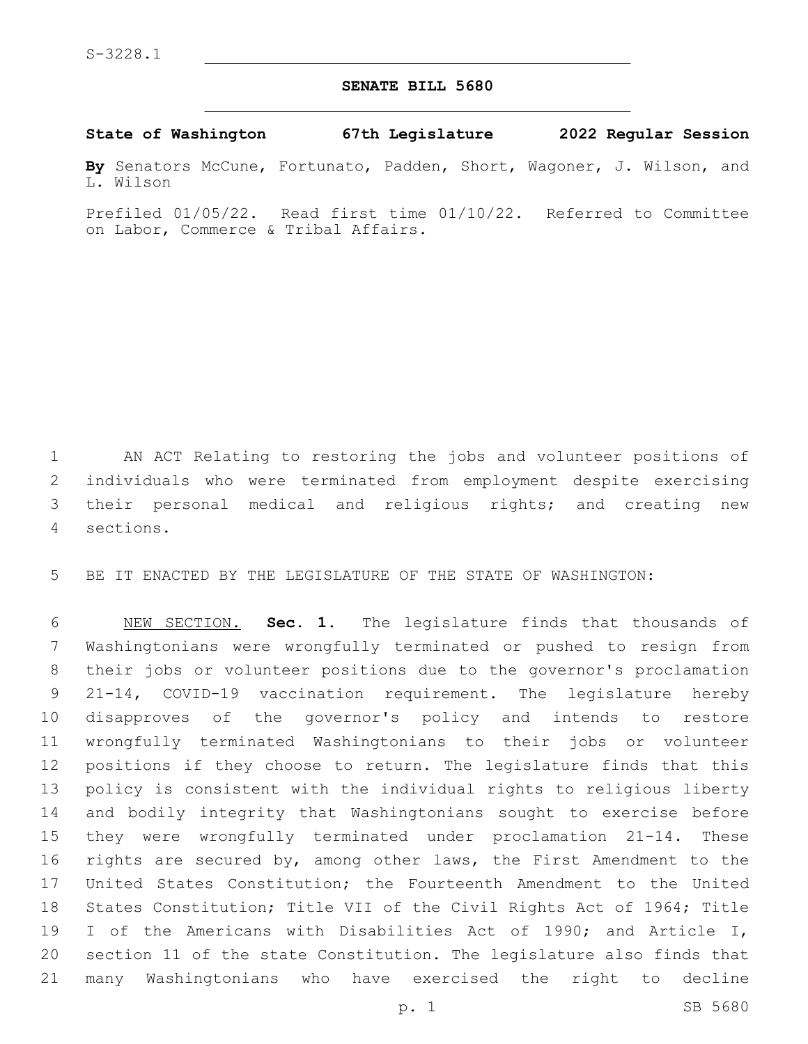S-3228.1

# SENATE BILL 5680

**State of Washington 67th Legislature 2022 Regular Session**

**By** Senators McCune, Fortunato, Padden, Short, Wagoner, J. Wilson, and L. Wilson

Prefiled 01/05/22. Read first time 01/10/22. Referred to Committee on Labor, Commerce & Tribal Affairs.

AN ACT Relating to restoring the jobs and volunteer positions of individuals who were terminated from employment despite exercising their personal medical and religious rights; and creating new sections.

BE IT ENACTED BY THE LEGISLATURE OF THE STATE OF WASHINGTON:

NEW SECTION. **Sec. 1.** The legislature finds that thousands of Washingtonians were wrongfully terminated or pushed to resign from their jobs or volunteer positions due to the governor's proclamation 21-14, COVID-19 vaccination requirement. The legislature hereby disapproves of the governor's policy and intends to restore wrongfully terminated Washingtonians to their jobs or volunteer positions if they choose to return. The legislature finds that this policy is consistent with the individual rights to religious liberty and bodily integrity that Washingtonians sought to exercise before they were wrongfully terminated under proclamation 21-14. These rights are secured by, among other laws, the First Amendment to the United States Constitution; the Fourteenth Amendment to the United States Constitution; Title VII of the Civil Rights Act of 1964; Title I of the Americans with Disabilities Act of 1990; and Article I, section 11 of the state Constitution. The legislature also finds that many Washingtonians who have exercised the right to decline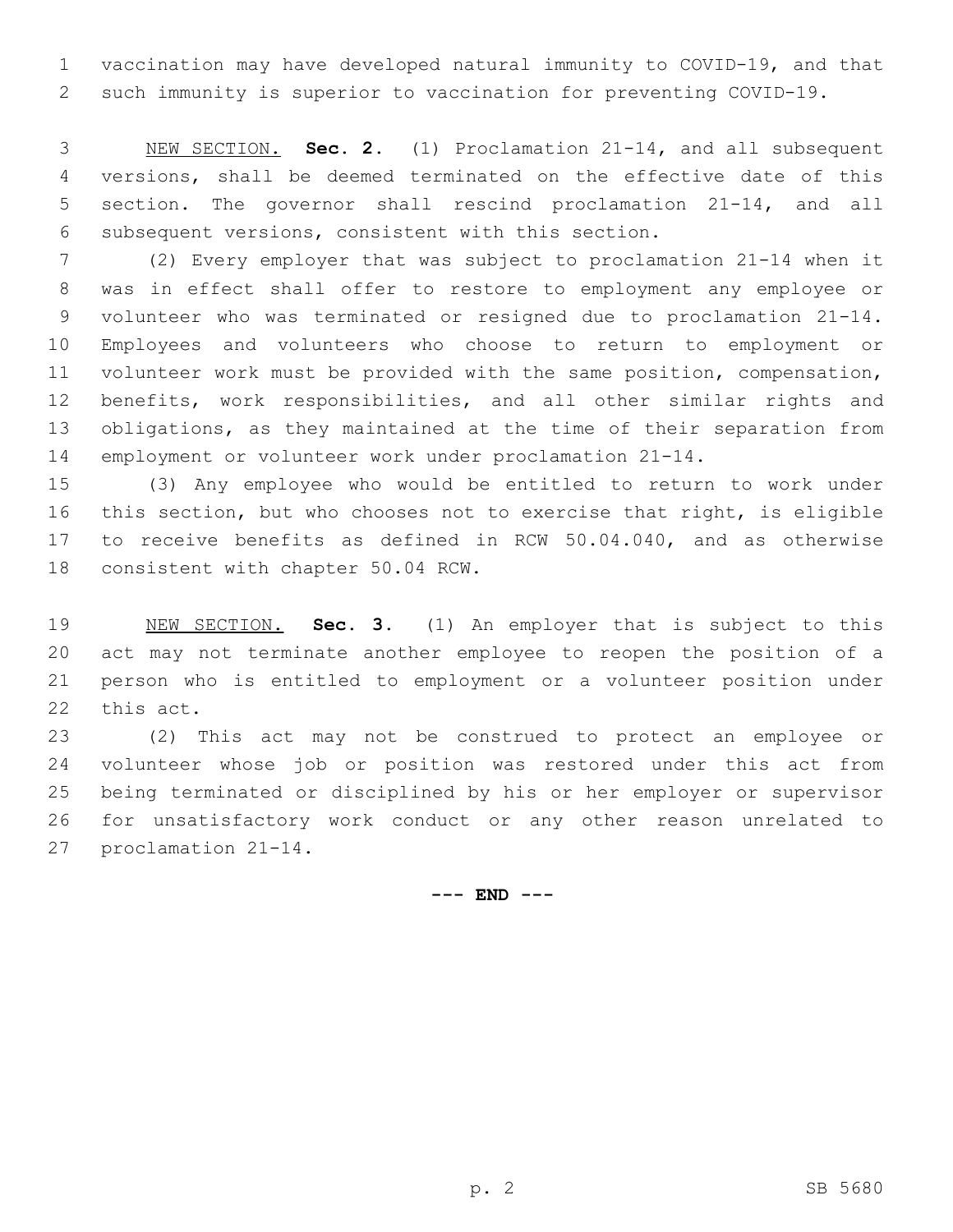vaccination may have developed natural immunity to COVID-19, and that such immunity is superior to vaccination for preventing COVID-19.

NEW SECTION. **Sec. 2.** (1) Proclamation 21-14, and all subsequent versions, shall be deemed terminated on the effective date of this section. The governor shall rescind proclamation 21-14, and all subsequent versions, consistent with this section.

(2) Every employer that was subject to proclamation 21-14 when it was in effect shall offer to restore to employment any employee or volunteer who was terminated or resigned due to proclamation 21-14. Employees and volunteers who choose to return to employment or volunteer work must be provided with the same position, compensation, benefits, work responsibilities, and all other similar rights and obligations, as they maintained at the time of their separation from employment or volunteer work under proclamation 21-14.

(3) Any employee who would be entitled to return to work under this section, but who chooses not to exercise that right, is eligible to receive benefits as defined in RCW 50.04.040, and as otherwise consistent with chapter 50.04 RCW.

NEW SECTION. **Sec. 3.** (1) An employer that is subject to this act may not terminate another employee to reopen the position of a person who is entitled to employment or a volunteer position under this act.

(2) This act may not be construed to protect an employee or volunteer whose job or position was restored under this act from being terminated or disciplined by his or her employer or supervisor for unsatisfactory work conduct or any other reason unrelated to proclamation 21-14.

**--- END ---**